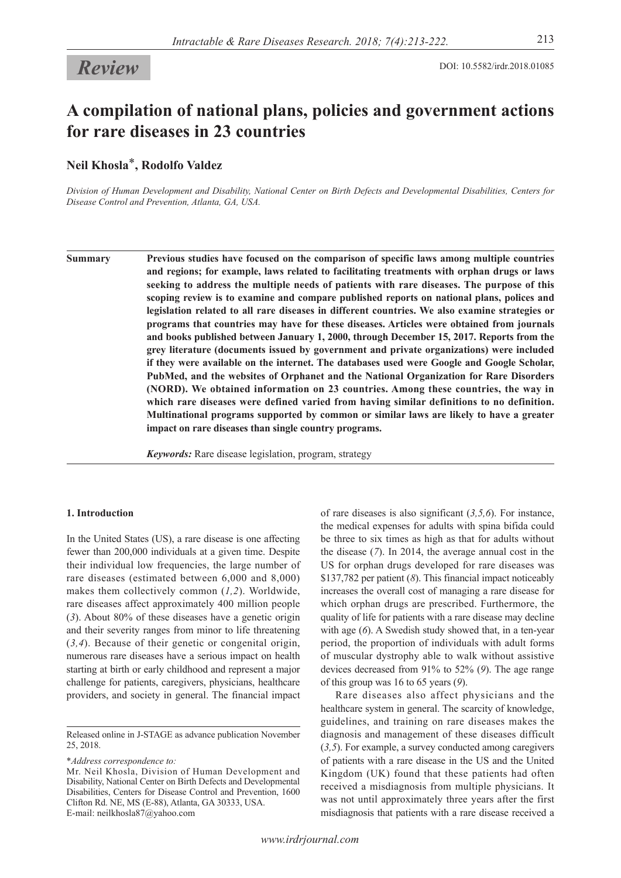**Review**

DOI: 10.5582/irdr.2018.01085

# A compilation of national plans, policies and government actions for rare diseases in 23 countries

**Neil Khosla***, **Rodolfo Valdez**

*Division of Human Development and Disability, National Center on Birth Defects and Developmental Disabilities, Centers for Disease Control and Prevention, Atlanta, GA, USA.*

**Summary** **Previous studies have focused on the comparison of specific laws among multiple countries and regions; for example, laws related to facilitating treatments with orphan drugs or laws seeking to address the multiple needs of patients with rare diseases. The purpose of this scoping review is to examine and compare published reports on national plans, polices and legislation related to all rare diseases in different countries. We also examine strategies or programs that countries may have for these diseases. Articles were obtained from journals and books published between January 1, 2000, through December 15, 2017. Reports from the grey literature (documents issued by government and private organizations) were included if they were available on the internet. The databases used were Google and Google Scholar, PubMed, and the websites of Orphanet and the National Organization for Rare Disorders (NORD). We obtained information on 23 countries. Among these countries, the way in which rare diseases were defined varied from having similar definitions to no definition. Multinational programs supported by common or similar laws are likely to have a greater impact on rare diseases than single country programs.**

***Keywords:*** Rare disease legislation, program, strategy

## 1. Introduction

In the United States (US), a rare disease is one affecting fewer than 200,000 individuals at a given time. Despite their individual low frequencies, the large number of rare diseases (estimated between 6,000 and 8,000) makes them collectively common (*1,2*). Worldwide, rare diseases affect approximately 400 million people (*3*). About 80% of these diseases have a genetic origin and their severity ranges from minor to life threatening (*3,4*). Because of their genetic or congenital origin, numerous rare diseases have a serious impact on health starting at birth or early childhood and represent a major challenge for patients, caregivers, physicians, healthcare providers, and society in general. The financial impact of rare diseases is also significant (*3,5,6*). For instance, the medical expenses for adults with spina bifida could be three to six times as high as that for adults without the disease (*7*). In 2014, the average annual cost in the US for orphan drugs developed for rare diseases was \$137,782 per patient (*8*). This financial impact noticeably increases the overall cost of managing a rare disease for which orphan drugs are prescribed. Furthermore, the quality of life for patients with a rare disease may decline with age (*6*). A Swedish study showed that, in a ten-year period, the proportion of individuals with adult forms of muscular dystrophy able to walk without assistive devices decreased from 91% to 52% (*9*). The age range of this group was 16 to 65 years (*9*).

Rare diseases also affect physicians and the healthcare system in general. The scarcity of knowledge, guidelines, and training on rare diseases makes the diagnosis and management of these diseases difficult (*3,5*). For example, a survey conducted among caregivers of patients with a rare disease in the US and the United Kingdom (UK) found that these patients had often received a misdiagnosis from multiple physicians. It was not until approximately three years after the first misdiagnosis that patients with a rare disease received a

Released online in J-STAGE as advance publication November 25, 2018.

**Address correspondence to:*
Mr. Neil Khosla, Division of Human Development and Disability, National Center on Birth Defects and Developmental Disabilities, Centers for Disease Control and Prevention, 1600 Clifton Rd. NE, MS (E-88), Atlanta, GA 30333, USA.
E-mail: neilkhosla87@yahoo.com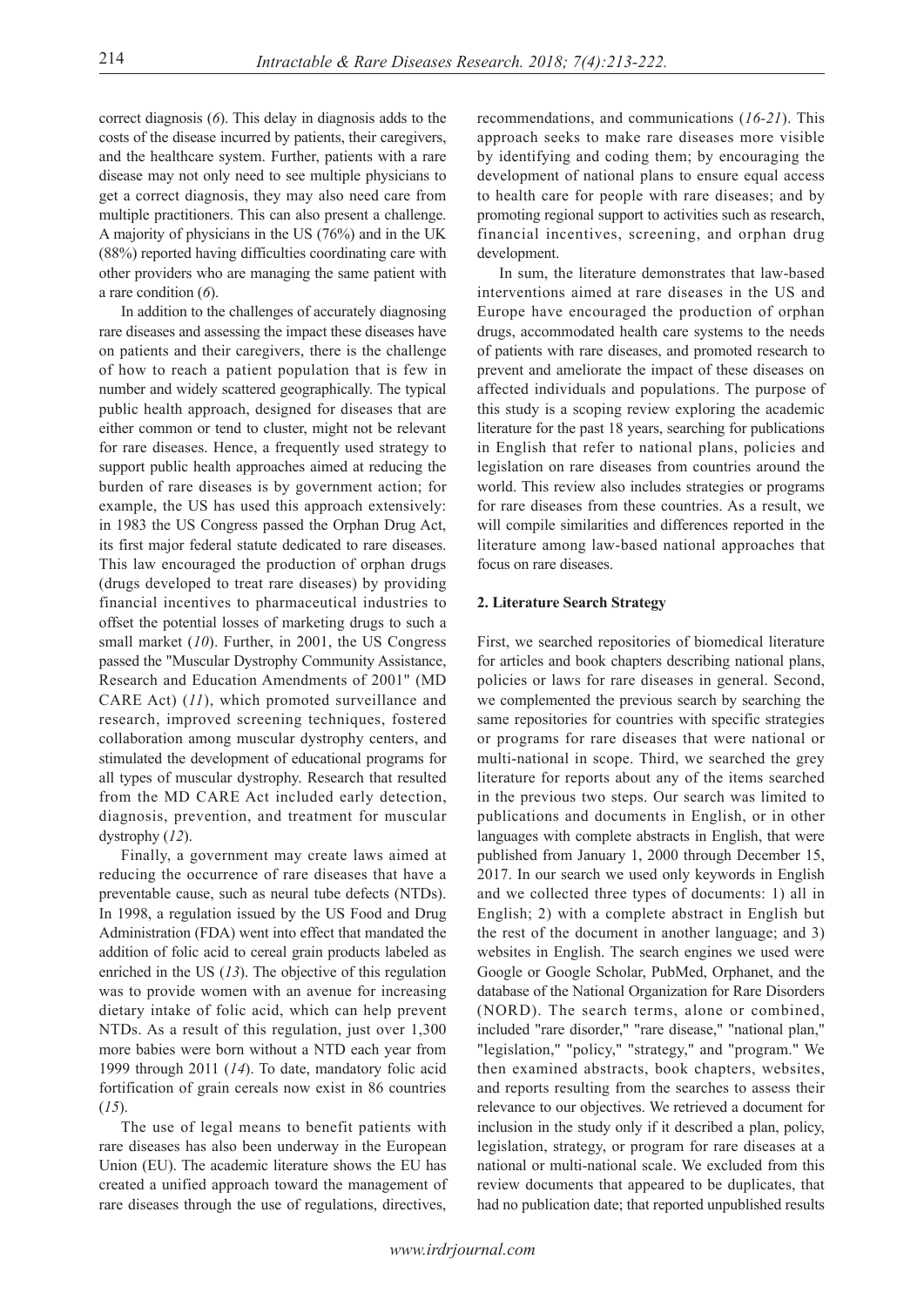correct diagnosis (*6*). This delay in diagnosis adds to the costs of the disease incurred by patients, their caregivers, and the healthcare system. Further, patients with a rare disease may not only need to see multiple physicians to get a correct diagnosis, they may also need care from multiple practitioners. This can also present a challenge. A majority of physicians in the US (76%) and in the UK (88%) reported having difficulties coordinating care with other providers who are managing the same patient with a rare condition (*6*).

In addition to the challenges of accurately diagnosing rare diseases and assessing the impact these diseases have on patients and their caregivers, there is the challenge of how to reach a patient population that is few in number and widely scattered geographically. The typical public health approach, designed for diseases that are either common or tend to cluster, might not be relevant for rare diseases. Hence, a frequently used strategy to support public health approaches aimed at reducing the burden of rare diseases is by government action; for example, the US has used this approach extensively: in 1983 the US Congress passed the Orphan Drug Act, its first major federal statute dedicated to rare diseases. This law encouraged the production of orphan drugs (drugs developed to treat rare diseases) by providing financial incentives to pharmaceutical industries to offset the potential losses of marketing drugs to such a small market (*10*). Further, in 2001, the US Congress passed the "Muscular Dystrophy Community Assistance, Research and Education Amendments of 2001" (MD CARE Act) (*11*), which promoted surveillance and research, improved screening techniques, fostered collaboration among muscular dystrophy centers, and stimulated the development of educational programs for all types of muscular dystrophy. Research that resulted from the MD CARE Act included early detection, diagnosis, prevention, and treatment for muscular dystrophy (*12*).

Finally, a government may create laws aimed at reducing the occurrence of rare diseases that have a preventable cause, such as neural tube defects (NTDs). In 1998, a regulation issued by the US Food and Drug Administration (FDA) went into effect that mandated the addition of folic acid to cereal grain products labeled as enriched in the US (*13*). The objective of this regulation was to provide women with an avenue for increasing dietary intake of folic acid, which can help prevent NTDs. As a result of this regulation, just over 1,300 more babies were born without a NTD each year from 1999 through 2011 (*14*). To date, mandatory folic acid fortification of grain cereals now exist in 86 countries (*15*).

The use of legal means to benefit patients with rare diseases has also been underway in the European Union (EU). The academic literature shows the EU has created a unified approach toward the management of rare diseases through the use of regulations, directives, recommendations, and communications (*16-21*). This approach seeks to make rare diseases more visible by identifying and coding them; by encouraging the development of national plans to ensure equal access to health care for people with rare diseases; and by promoting regional support to activities such as research, financial incentives, screening, and orphan drug development.

In sum, the literature demonstrates that law-based interventions aimed at rare diseases in the US and Europe have encouraged the production of orphan drugs, accommodated health care systems to the needs of patients with rare diseases, and promoted research to prevent and ameliorate the impact of these diseases on affected individuals and populations. The purpose of this study is a scoping review exploring the academic literature for the past 18 years, searching for publications in English that refer to national plans, policies and legislation on rare diseases from countries around the world. This review also includes strategies or programs for rare diseases from these countries. As a result, we will compile similarities and differences reported in the literature among law-based national approaches that focus on rare diseases.

## 2. Literature Search Strategy

First, we searched repositories of biomedical literature for articles and book chapters describing national plans, policies or laws for rare diseases in general. Second, we complemented the previous search by searching the same repositories for countries with specific strategies or programs for rare diseases that were national or multi-national in scope. Third, we searched the grey literature for reports about any of the items searched in the previous two steps. Our search was limited to publications and documents in English, or in other languages with complete abstracts in English, that were published from January 1, 2000 through December 15, 2017. In our search we used only keywords in English and we collected three types of documents: 1) all in English; 2) with a complete abstract in English but the rest of the document in another language; and 3) websites in English. The search engines we used were Google or Google Scholar, PubMed, Orphanet, and the database of the National Organization for Rare Disorders (NORD). The search terms, alone or combined, included "rare disorder," "rare disease," "national plan," "legislation," "policy," "strategy," and "program." We then examined abstracts, book chapters, websites, and reports resulting from the searches to assess their relevance to our objectives. We retrieved a document for inclusion in the study only if it described a plan, policy, legislation, strategy, or program for rare diseases at a national or multi-national scale. We excluded from this review documents that appeared to be duplicates, that had no publication date; that reported unpublished results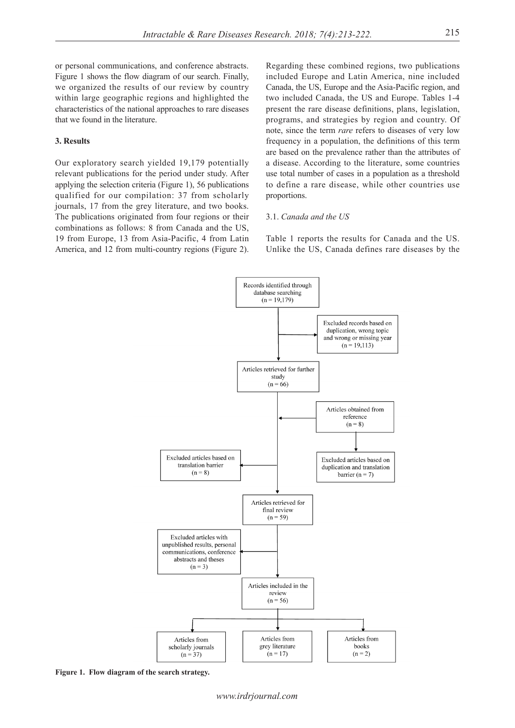or personal communications, and conference abstracts. Figure 1 shows the flow diagram of our search. Finally, we organized the results of our review by country within large geographic regions and highlighted the characteristics of the national approaches to rare diseases that we found in the literature.

## 3. Results

Our exploratory search yielded 19,179 potentially relevant publications for the period under study. After applying the selection criteria (Figure 1), 56 publications qualified for our compilation: 37 from scholarly journals, 17 from the grey literature, and two books. The publications originated from four regions or their combinations as follows: 8 from Canada and the US, 19 from Europe, 13 from Asia-Pacific, 4 from Latin America, and 12 from multi-country regions (Figure 2). Regarding these combined regions, two publications included Europe and Latin America, nine included Canada, the US, Europe and the Asia-Pacific region, and two included Canada, the US and Europe. Tables 1-4 present the rare disease definitions, plans, legislation, programs, and strategies by region and country. Of note, since the term *rare* refers to diseases of very low frequency in a population, the definitions of this term are based on the prevalence rather than the attributes of a disease. According to the literature, some countries use total number of cases in a population as a threshold to define a rare disease, while other countries use proportions.

### 3.1. *Canada and the US*

Table 1 reports the results for Canada and the US. Unlike the US, Canada defines rare diseases by the

Records identified through database searching (n = 19,179)

Excluded records based on duplication, wrong topic and wrong or missing year (n = 19,113)

Articles retrieved for further study (n = 66)

Articles obtained from reference (n = 8)

Excluded articles based on duplication and translation barrier (n = 7)

Excluded articles based on translation barrier (n = 8)

Articles retrieved for final review (n = 59)

Excluded articles with unpublished results, personal communications, conference abstracts and theses (n = 3)

Articles included in the review (n = 56)

Articles from scholarly journals (n = 37)

Articles from grey literature (n = 17)

Articles from books (n = 2)

**Figure 1. Flow diagram of the search strategy.**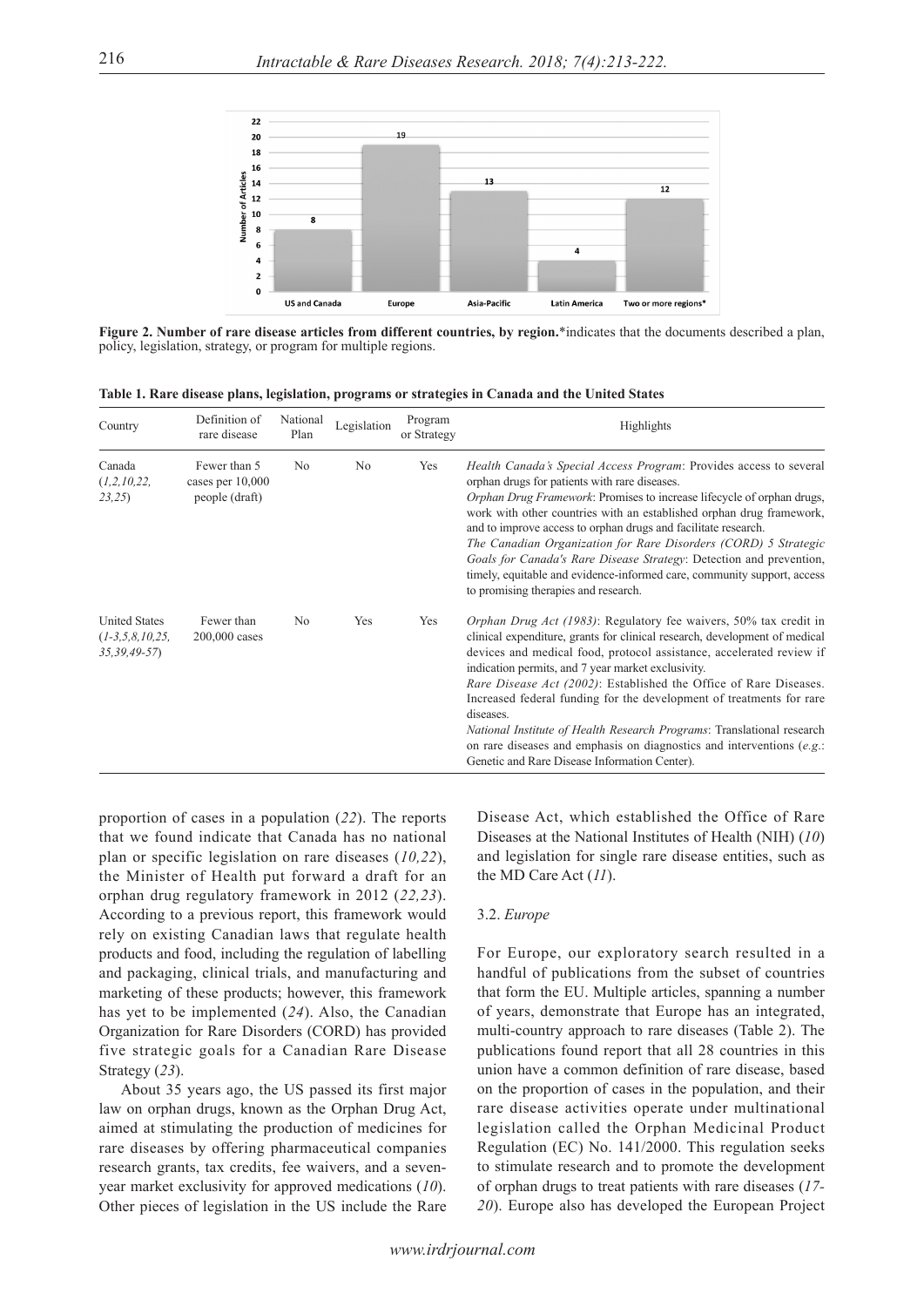**Figure 2. Number of rare disease articles from different countries, by region.** *indicates that the documents described a plan, policy, legislation, strategy, or program for multiple regions.

**Table 1. Rare disease plans, legislation, programs or strategies in Canada and the United States**

| Country | Definition of rare disease | National Plan | Legislation | Program or Strategy | Highlights |
|---|---|---|---|---|---|
| Canada (*1,2,10,22, 23,25*) | Fewer than 5 cases per 10,000 people (draft) | No | No | Yes | *Health Canada's Special Access Program*: Provides access to several orphan drugs for patients with rare diseases. *Orphan Drug Framework*: Promises to increase lifecycle of orphan drugs, work with other countries with an established orphan drug framework, and to improve access to orphan drugs and facilitate research. *The Canadian Organization for Rare Disorders (CORD) 5 Strategic Goals for Canada's Rare Disease Strategy*: Detection and prevention, timely, equitable and evidence-informed care, community support, access to promising therapies and research. |
| United States (*1-3,5,8,10,25, 35,39,49-57*) | Fewer than 200,000 cases | No | Yes | Yes | *Orphan Drug Act (1983)*: Regulatory fee waivers, 50% tax credit in clinical expenditure, grants for clinical research, development of medical devices and medical food, protocol assistance, accelerated review if indication permits, and 7 year market exclusivity. *Rare Disease Act (2002)*: Established the Office of Rare Diseases. Increased federal funding for the development of treatments for rare diseases. *National Institute of Health Research Programs*: Translational research on rare diseases and emphasis on diagnostics and interventions (*e.g.*: Genetic and Rare Disease Information Center). |

proportion of cases in a population (*22*). The reports that we found indicate that Canada has no national plan or specific legislation on rare diseases (*10,22*), the Minister of Health put forward a draft for an orphan drug regulatory framework in 2012 (*22,23*). According to a previous report, this framework would rely on existing Canadian laws that regulate health products and food, including the regulation of labelling and packaging, clinical trials, and manufacturing and marketing of these products; however, this framework has yet to be implemented (*24*). Also, the Canadian Organization for Rare Disorders (CORD) has provided five strategic goals for a Canadian Rare Disease Strategy (*23*).

About 35 years ago, the US passed its first major law on orphan drugs, known as the Orphan Drug Act, aimed at stimulating the production of medicines for rare diseases by offering pharmaceutical companies research grants, tax credits, fee waivers, and a seven-year market exclusivity for approved medications (*10*). Other pieces of legislation in the US include the Rare Disease Act, which established the Office of Rare Diseases at the National Institutes of Health (NIH) (*10*) and legislation for single rare disease entities, such as the MD Care Act (*11*).

### 3.2. *Europe*

For Europe, our exploratory search resulted in a handful of publications from the subset of countries that form the EU. Multiple articles, spanning a number of years, demonstrate that Europe has an integrated, multi-country approach to rare diseases (Table 2). The publications found report that all 28 countries in this union have a common definition of rare disease, based on the proportion of cases in the population, and their rare disease activities operate under multinational legislation called the Orphan Medicinal Product Regulation (EC) No. 141/2000. This regulation seeks to stimulate research and to promote the development of orphan drugs to treat patients with rare diseases (*17-20*). Europe also has developed the European Project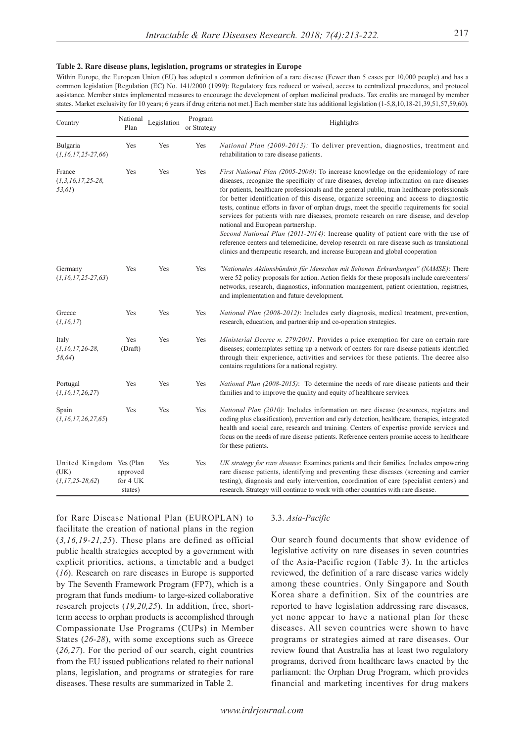**Table 2. Rare disease plans, legislation, programs or strategies in Europe**

Within Europe, the European Union (EU) has adopted a common definition of a rare disease (Fewer than 5 cases per 10,000 people) and has a common legislation [Regulation (EC) No. 141/2000 (1999): Regulatory fees reduced or waived, access to centralized procedures, and protocol assistance. Member states implemented measures to encourage the development of orphan medicinal products. Tax credits are managed by member states. Market exclusivity for 10 years; 6 years if drug criteria not met.] Each member state has additional legislation (1-5,8,10,18-21,39,51,57,59,60).

| Country | National Plan | Legislation | Program or Strategy | Highlights |
|---|---|---|---|---|
| Bulgaria (*1,16,17,25-27,66*) | Yes | Yes | Yes | *National Plan (2009-2013):* To deliver prevention, diagnostics, treatment and rehabilitation to rare disease patients. |
| France (*1,3,16,17,25-28, 53,61*) | Yes | Yes | Yes | *First National Plan (2005-2008)*: To increase knowledge on the epidemiology of rare diseases, recognize the specificity of rare diseases, develop information on rare diseases for patients, healthcare professionals and the general public, train healthcare professionals for better identification of this disease, organize screening and access to diagnostic tests, continue efforts in favor of orphan drugs, meet the specific requirements for social services for patients with rare diseases, promote research on rare disease, and develop national and European partnership. *Second National Plan (2011-2014)*: Increase quality of patient care with the use of reference centers and telemedicine, develop research on rare disease such as translational clinics and therapeutic research, and increase European and global cooperation |
| Germany (*1,16,17,25-27,63*) | Yes | Yes | Yes | *"Nationales Aktionsbündnis für Menschen mit Seltenen Erkrankungen" (NAMSE)*: There were 52 policy proposals for action. Action fields for these proposals include care/centers/networks, research, diagnostics, information management, patient orientation, registries, and implementation and future development. |
| Greece (*1,16,17*) | Yes | Yes | Yes | *National Plan (2008-2012)*: Includes early diagnosis, medical treatment, prevention, research, education, and partnership and co-operation strategies. |
| Italy (*1,16,17,26-28, 58,64*) | Yes (Draft) | Yes | Yes | *Ministerial Decree n. 279/2001:* Provides a price exemption for care on certain rare diseases; contemplates setting up a network of centers for rare disease patients identified through their experience, activities and services for these patients. The decree also contains regulations for a national registry. |
| Portugal (*1,16,17,26,27*) | Yes | Yes | Yes | *National Plan (2008-2015)*: To determine the needs of rare disease patients and their families and to improve the quality and equity of healthcare services. |
| Spain (*1,16,17,26,27,65*) | Yes | Yes | Yes | *National Plan (2010)*: Includes information on rare disease (resources, registers and coding plus classification), prevention and early detection, healthcare, therapies, integrated health and social care, research and training. Centers of expertise provide services and focus on the needs of rare disease patients. Reference centers promise access to healthcare for these patients. |
| United Kingdom (UK) (*1,17,25-28,62*) | Yes (Plan approved for 4 UK states) | Yes | Yes | *UK strategy for rare disease*: Examines patients and their families. Includes empowering rare disease patients, identifying and preventing these diseases (screening and carrier testing), diagnosis and early intervention, coordination of care (specialist centers) and research. Strategy will continue to work with other countries with rare disease. |

for Rare Disease National Plan (EUROPLAN) to facilitate the creation of national plans in the region (*3,16,19-21,25*). These plans are defined as official public health strategies accepted by a government with explicit priorities, actions, a timetable and a budget (*16*). Research on rare diseases in Europe is supported by The Seventh Framework Program (FP7), which is a program that funds medium- to large-sized collaborative research projects (*19,20,25*). In addition, free, short-term access to orphan products is accomplished through Compassionate Use Programs (CUPs) in Member States (*26-28*), with some exceptions such as Greece (*26,27*). For the period of our search, eight countries from the EU issued publications related to their national plans, legislation, and programs or strategies for rare diseases. These results are summarized in Table 2.

### 3.3. *Asia-Pacific*

Our search found documents that show evidence of legislative activity on rare diseases in seven countries of the Asia-Pacific region (Table 3). In the articles reviewed, the definition of a rare disease varies widely among these countries. Only Singapore and South Korea share a definition. Six of the countries are reported to have legislation addressing rare diseases, yet none appear to have a national plan for these diseases. All seven countries were shown to have programs or strategies aimed at rare diseases. Our review found that Australia has at least two regulatory programs, derived from healthcare laws enacted by the parliament: the Orphan Drug Program, which provides financial and marketing incentives for drug makers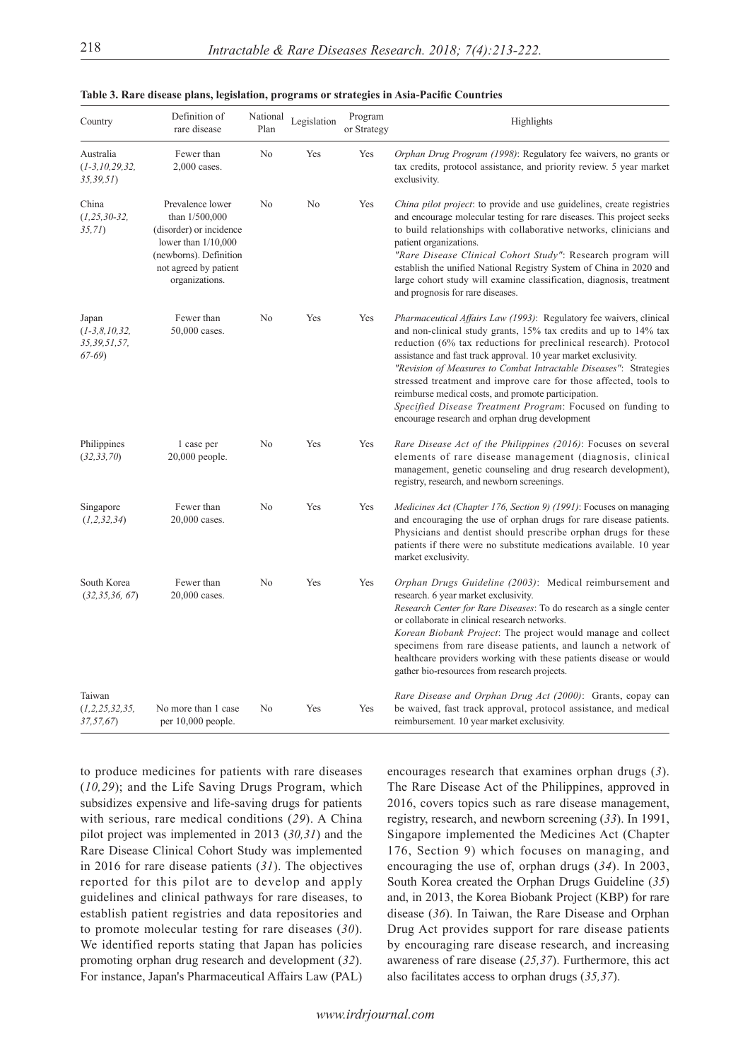**Table 3. Rare disease plans, legislation, programs or strategies in Asia-Pacific Countries**

| Country | Definition of rare disease | National Plan | Legislation | Program or Strategy | Highlights |
|---|---|---|---|---|---|
| Australia (*1-3,10,29,32,35,39,51*) | Fewer than 2,000 cases. | No | Yes | Yes | *Orphan Drug Program (1998)*: Regulatory fee waivers, no grants or tax credits, protocol assistance, and priority review. 5 year market exclusivity. |
| China (*1,25,30-32,35,71*) | Prevalence lower than 1/500,000 (disorder) or incidence lower than 1/10,000 (newborns). Definition not agreed by patient organizations. | No | No | Yes | *China pilot project*: to provide and use guidelines, create registries and encourage molecular testing for rare diseases. This project seeks to build relationships with collaborative networks, clinicians and patient organizations. *"Rare Disease Clinical Cohort Study"*: Research program will establish the unified National Registry System of China in 2020 and large cohort study will examine classification, diagnosis, treatment and prognosis for rare diseases. |
| Japan (*1-3,8,10,32,35,39,51,57,67-69*) | Fewer than 50,000 cases. | No | Yes | Yes | *Pharmaceutical Affairs Law (1993)*: Regulatory fee waivers, clinical and non-clinical study grants, 15% tax credits and up to 14% tax reduction (6% tax reductions for preclinical research). Protocol assistance and fast track approval. 10 year market exclusivity. *"Revision of Measures to Combat Intractable Diseases"*: Strategies stressed treatment and improve care for those affected, tools to reimburse medical costs, and promote participation. *Specified Disease Treatment Program*: Focused on funding to encourage research and orphan drug development |
| Philippines (*32,33,70*) | 1 case per 20,000 people. | No | Yes | Yes | *Rare Disease Act of the Philippines (2016)*: Focuses on several elements of rare disease management (diagnosis, clinical management, genetic counseling and drug research development), registry, research, and newborn screenings. |
| Singapore (*1,2,32,34*) | Fewer than 20,000 cases. | No | Yes | Yes | *Medicines Act (Chapter 176, Section 9) (1991)*: Focuses on managing and encouraging the use of orphan drugs for rare disease patients. Physicians and dentist should prescribe orphan drugs for these patients if there were no substitute medications available. 10 year market exclusivity. |
| South Korea (*32,35,36, 67*) | Fewer than 20,000 cases. | No | Yes | Yes | *Orphan Drugs Guideline (2003)*: Medical reimbursement and research. 6 year market exclusivity. *Research Center for Rare Diseases*: To do research as a single center or collaborate in clinical research networks. *Korean Biobank Project*: The project would manage and collect specimens from rare disease patients, and launch a network of healthcare providers working with these patients disease or would gather bio-resources from research projects. |
| Taiwan (*1,2,25,32,35,37,57,67*) | No more than 1 case per 10,000 people. | No | Yes | Yes | *Rare Disease and Orphan Drug Act (2000)*: Grants, copay can be waived, fast track approval, protocol assistance, and medical reimbursement. 10 year market exclusivity. |

to produce medicines for patients with rare diseases (*10,29*); and the Life Saving Drugs Program, which subsidizes expensive and life-saving drugs for patients with serious, rare medical conditions (*29*). A China pilot project was implemented in 2013 (*30,31*) and the Rare Disease Clinical Cohort Study was implemented in 2016 for rare disease patients (*31*). The objectives reported for this pilot are to develop and apply guidelines and clinical pathways for rare diseases, to establish patient registries and data repositories and to promote molecular testing for rare diseases (*30*). We identified reports stating that Japan has policies promoting orphan drug research and development (*32*). For instance, Japan's Pharmaceutical Affairs Law (PAL) encourages research that examines orphan drugs (*3*). The Rare Disease Act of the Philippines, approved in 2016, covers topics such as rare disease management, registry, research, and newborn screening (*33*). In 1991, Singapore implemented the Medicines Act (Chapter 176, Section 9) which focuses on managing, and encouraging the use of, orphan drugs (*34*). In 2003, South Korea created the Orphan Drugs Guideline (*35*) and, in 2013, the Korea Biobank Project (KBP) for rare disease (*36*). In Taiwan, the Rare Disease and Orphan Drug Act provides support for rare disease patients by encouraging rare disease research, and increasing awareness of rare disease (*25,37*). Furthermore, this act also facilitates access to orphan drugs (*35,37*).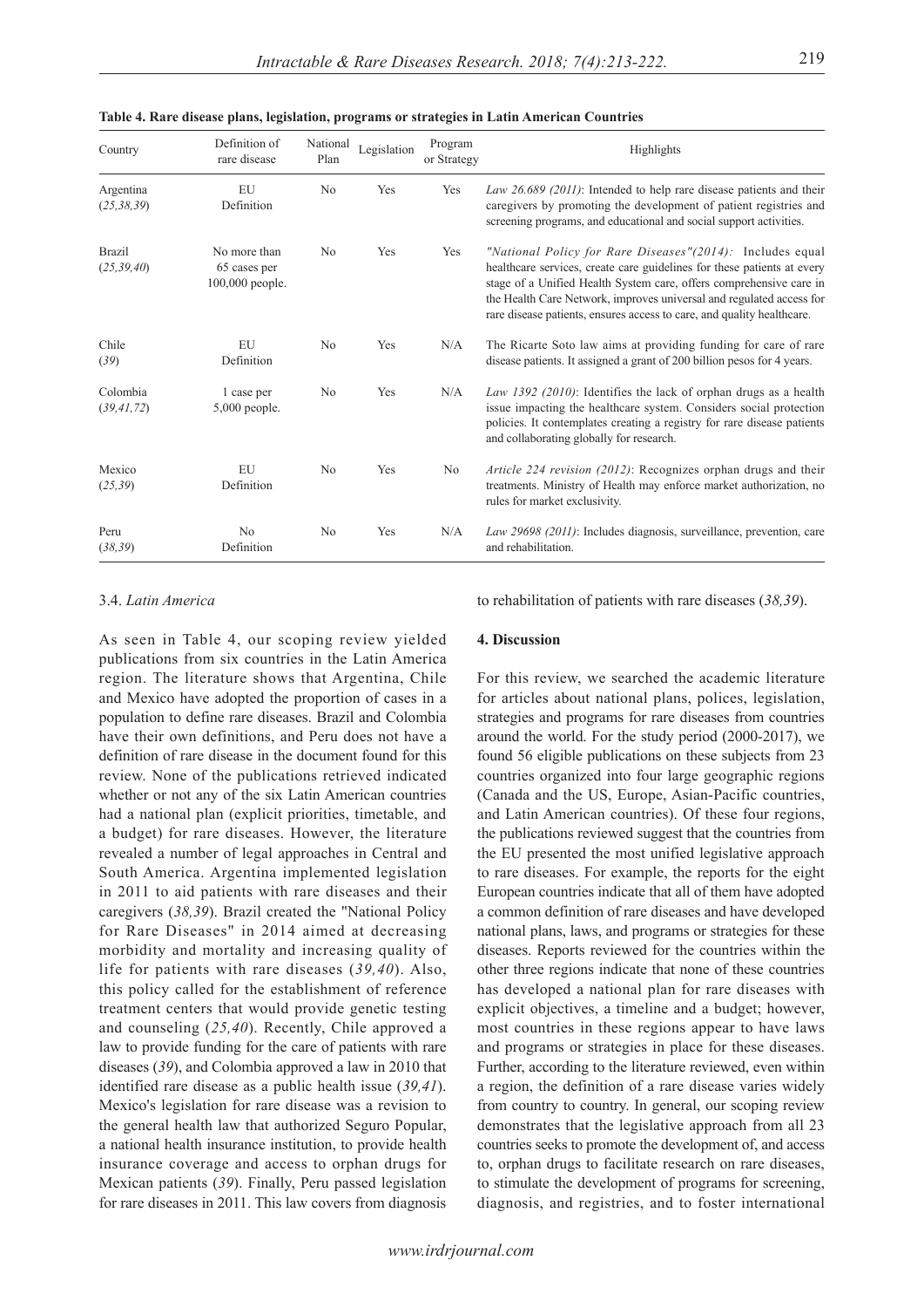**Table 4. Rare disease plans, legislation, programs or strategies in Latin American Countries**

| Country | Definition of rare disease | National Plan | Legislation | Program or Strategy | Highlights |
|---|---|---|---|---|---|
| Argentina (*25,38,39*) | EU Definition | No | Yes | Yes | *Law 26.689 (2011)*: Intended to help rare disease patients and their caregivers by promoting the development of patient registries and screening programs, and educational and social support activities. |
| Brazil (*25,39,40*) | No more than 65 cases per 100,000 people. | No | Yes | Yes | *"National Policy for Rare Diseases"(2014):* Includes equal healthcare services, create care guidelines for these patients at every stage of a Unified Health System care, offers comprehensive care in the Health Care Network, improves universal and regulated access for rare disease patients, ensures access to care, and quality healthcare. |
| Chile (*39*) | EU Definition | No | Yes | N/A | The Ricarte Soto law aims at providing funding for care of rare disease patients. It assigned a grant of 200 billion pesos for 4 years. |
| Colombia (*39,41,72*) | 1 case per 5,000 people. | No | Yes | N/A | *Law 1392 (2010)*: Identifies the lack of orphan drugs as a health issue impacting the healthcare system. Considers social protection policies. It contemplates creating a registry for rare disease patients and collaborating globally for research. |
| Mexico (*25,39*) | EU Definition | No | Yes | No | *Article 224 revision (2012)*: Recognizes orphan drugs and their treatments. Ministry of Health may enforce market authorization, no rules for market exclusivity. |
| Peru (*38,39*) | No Definition | No | Yes | N/A | *Law 29698 (2011)*: Includes diagnosis, surveillance, prevention, care and rehabilitation. |

### 3.4. *Latin America*

As seen in Table 4, our scoping review yielded publications from six countries in the Latin America region. The literature shows that Argentina, Chile and Mexico have adopted the proportion of cases in a population to define rare diseases. Brazil and Colombia have their own definitions, and Peru does not have a definition of rare disease in the document found for this review. None of the publications retrieved indicated whether or not any of the six Latin American countries had a national plan (explicit priorities, timetable, and a budget) for rare diseases. However, the literature revealed a number of legal approaches in Central and South America. Argentina implemented legislation in 2011 to aid patients with rare diseases and their caregivers (*38,39*). Brazil created the "National Policy for Rare Diseases" in 2014 aimed at decreasing morbidity and mortality and increasing quality of life for patients with rare diseases (*39,40*). Also, this policy called for the establishment of reference treatment centers that would provide genetic testing and counseling (*25,40*). Recently, Chile approved a law to provide funding for the care of patients with rare diseases (*39*), and Colombia approved a law in 2010 that identified rare disease as a public health issue (*39,41*). Mexico's legislation for rare disease was a revision to the general health law that authorized Seguro Popular, a national health insurance institution, to provide health insurance coverage and access to orphan drugs for Mexican patients (*39*). Finally, Peru passed legislation for rare diseases in 2011. This law covers from diagnosis to rehabilitation of patients with rare diseases (*38,39*).

## 4. Discussion

For this review, we searched the academic literature for articles about national plans, polices, legislation, strategies and programs for rare diseases from countries around the world. For the study period (2000-2017), we found 56 eligible publications on these subjects from 23 countries organized into four large geographic regions (Canada and the US, Europe, Asian-Pacific countries, and Latin American countries). Of these four regions, the publications reviewed suggest that the countries from the EU presented the most unified legislative approach to rare diseases. For example, the reports for the eight European countries indicate that all of them have adopted a common definition of rare diseases and have developed national plans, laws, and programs or strategies for these diseases. Reports reviewed for the countries within the other three regions indicate that none of these countries has developed a national plan for rare diseases with explicit objectives, a timeline and a budget; however, most countries in these regions appear to have laws and programs or strategies in place for these diseases. Further, according to the literature reviewed, even within a region, the definition of a rare disease varies widely from country to country. In general, our scoping review demonstrates that the legislative approach from all 23 countries seeks to promote the development of, and access to, orphan drugs to facilitate research on rare diseases, to stimulate the development of programs for screening, diagnosis, and registries, and to foster international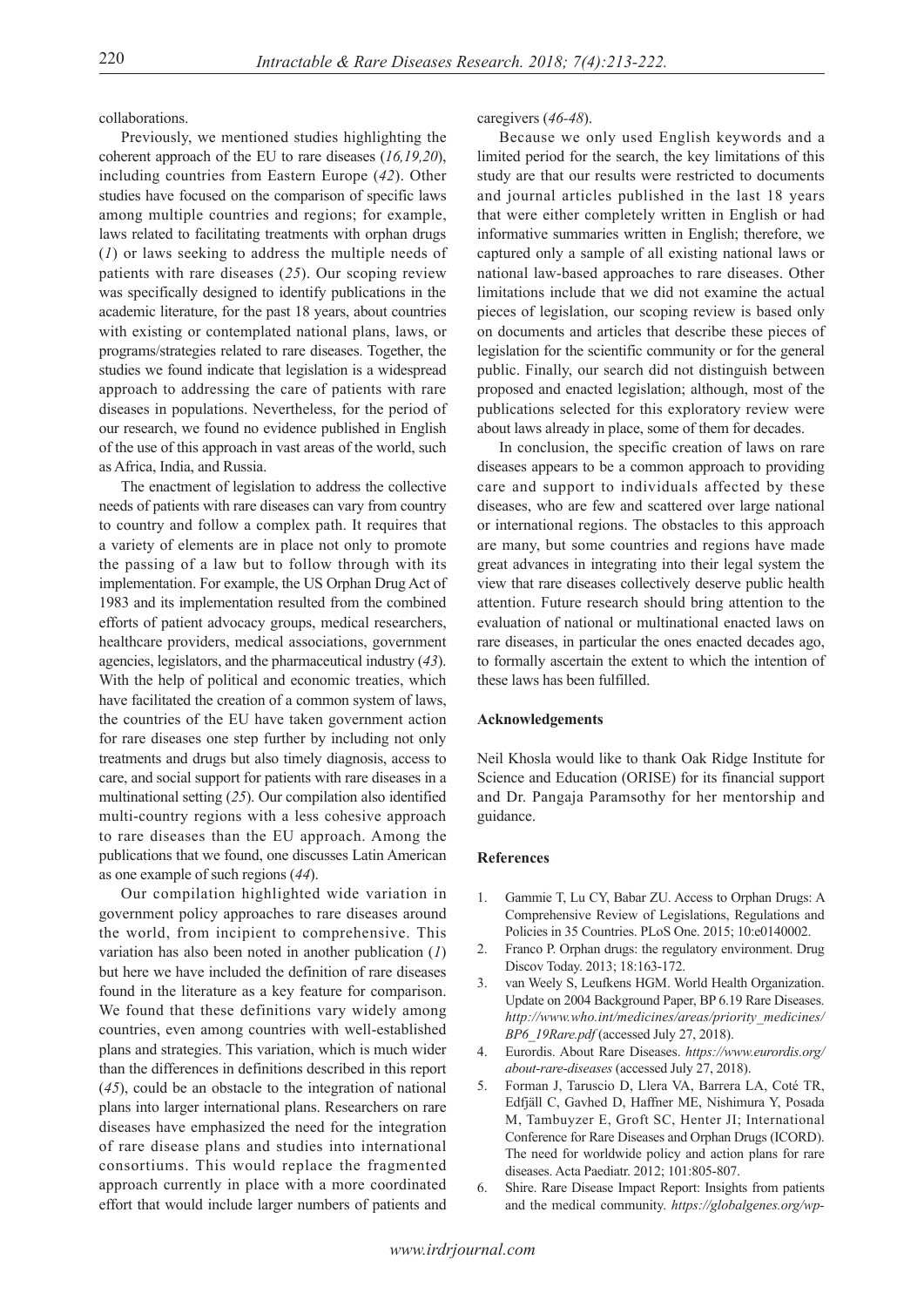collaborations.

Previously, we mentioned studies highlighting the coherent approach of the EU to rare diseases (*16,19,20*), including countries from Eastern Europe (*42*). Other studies have focused on the comparison of specific laws among multiple countries and regions; for example, laws related to facilitating treatments with orphan drugs (*1*) or laws seeking to address the multiple needs of patients with rare diseases (*25*). Our scoping review was specifically designed to identify publications in the academic literature, for the past 18 years, about countries with existing or contemplated national plans, laws, or programs/strategies related to rare diseases. Together, the studies we found indicate that legislation is a widespread approach to addressing the care of patients with rare diseases in populations. Nevertheless, for the period of our research, we found no evidence published in English of the use of this approach in vast areas of the world, such as Africa, India, and Russia.

The enactment of legislation to address the collective needs of patients with rare diseases can vary from country to country and follow a complex path. It requires that a variety of elements are in place not only to promote the passing of a law but to follow through with its implementation. For example, the US Orphan Drug Act of 1983 and its implementation resulted from the combined efforts of patient advocacy groups, medical researchers, healthcare providers, medical associations, government agencies, legislators, and the pharmaceutical industry (*43*). With the help of political and economic treaties, which have facilitated the creation of a common system of laws, the countries of the EU have taken government action for rare diseases one step further by including not only treatments and drugs but also timely diagnosis, access to care, and social support for patients with rare diseases in a multinational setting (*25*). Our compilation also identified multi-country regions with a less cohesive approach to rare diseases than the EU approach. Among the publications that we found, one discusses Latin American as one example of such regions (*44*).

Our compilation highlighted wide variation in government policy approaches to rare diseases around the world, from incipient to comprehensive. This variation has also been noted in another publication (*1*) but here we have included the definition of rare diseases found in the literature as a key feature for comparison. We found that these definitions vary widely among countries, even among countries with well-established plans and strategies. This variation, which is much wider than the differences in definitions described in this report (*45*), could be an obstacle to the integration of national plans into larger international plans. Researchers on rare diseases have emphasized the need for the integration of rare disease plans and studies into international consortiums. This would replace the fragmented approach currently in place with a more coordinated effort that would include larger numbers of patients and caregivers (*46-48*).

Because we only used English keywords and a limited period for the search, the key limitations of this study are that our results were restricted to documents and journal articles published in the last 18 years that were either completely written in English or had informative summaries written in English; therefore, we captured only a sample of all existing national laws or national law-based approaches to rare diseases. Other limitations include that we did not examine the actual pieces of legislation, our scoping review is based only on documents and articles that describe these pieces of legislation for the scientific community or for the general public. Finally, our search did not distinguish between proposed and enacted legislation; although, most of the publications selected for this exploratory review were about laws already in place, some of them for decades.

In conclusion, the specific creation of laws on rare diseases appears to be a common approach to providing care and support to individuals affected by these diseases, who are few and scattered over large national or international regions. The obstacles to this approach are many, but some countries and regions have made great advances in integrating into their legal system the view that rare diseases collectively deserve public health attention. Future research should bring attention to the evaluation of national or multinational enacted laws on rare diseases, in particular the ones enacted decades ago, to formally ascertain the extent to which the intention of these laws has been fulfilled.

### Acknowledgements

Neil Khosla would like to thank Oak Ridge Institute for Science and Education (ORISE) for its financial support and Dr. Pangaja Paramsothy for her mentorship and guidance.

### References

1. Gammie T, Lu CY, Babar ZU. Access to Orphan Drugs: A Comprehensive Review of Legislations, Regulations and Policies in 35 Countries. PLoS One. 2015; 10:e0140002.
2. Franco P. Orphan drugs: the regulatory environment. Drug Discov Today. 2013; 18:163-172.
3. van Weely S, Leufkens HGM. World Health Organization. Update on 2004 Background Paper, BP 6.19 Rare Diseases. *http://www.who.int/medicines/areas/priority_medicines/BP6_19Rare.pdf* (accessed July 27, 2018).
4. Eurordis. About Rare Diseases. *https://www.eurordis.org/about-rare-diseases* (accessed July 27, 2018).
5. Forman J, Taruscio D, Llera VA, Barrera LA, Coté TR, Edfjäll C, Gavhed D, Haffner ME, Nishimura Y, Posada M, Tambuyzer E, Groft SC, Henter JI; International Conference for Rare Diseases and Orphan Drugs (ICORD). The need for worldwide policy and action plans for rare diseases. Acta Paediatr. 2012; 101:805-807.
6. Shire. Rare Disease Impact Report: Insights from patients and the medical community. *https://globalgenes.org/wp-*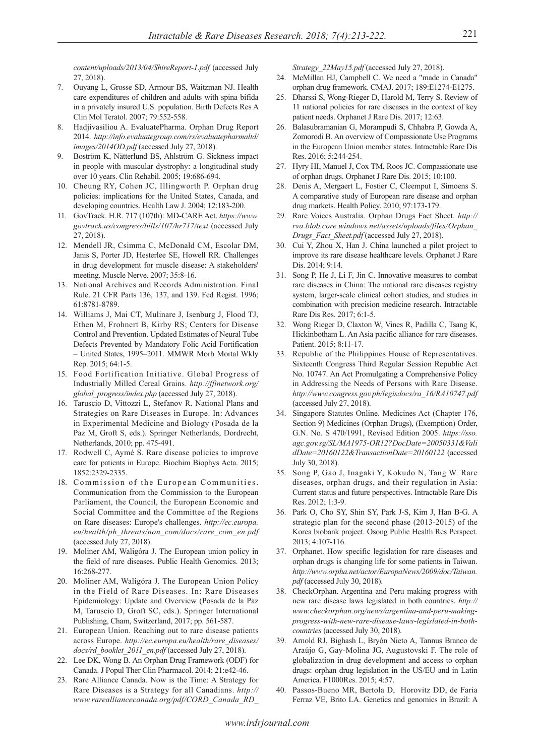*content/uploads/2013/04/ShireReport-1.pdf* (accessed July 27, 2018).

7. Ouyang L, Grosse SD, Armour BS, Waitzman NJ. Health care expenditures of children and adults with spina bifida in a privately insured U.S. population. Birth Defects Res A Clin Mol Teratol. 2007; 79:552-558.
8. Hadjivasiliou A. EvaluatePharma. Orphan Drug Report 2014. *http://info.evaluategroup.com/rs/evaluatepharmaltd/images/2014OD.pdf* (accessed July 27, 2018).
9. Boström K, Nätterlund BS, Ahlström G. Sickness impact in people with muscular dystrophy: a longitudinal study over 10 years. Clin Rehabil. 2005; 19:686-694.
10. Cheung RY, Cohen JC, Illingworth P. Orphan drug policies: implications for the United States, Canada, and developing countries. Health Law J. 2004; 12:183-200.
11. GovTrack. H.R. 717 (107th): MD-CARE Act. *https://www.govtrack.us/congress/bills/107/hr717/text* (accessed July 27, 2018).
12. Mendell JR, Csimma C, McDonald CM, Escolar DM, Janis S, Porter JD, Hesterlee SE, Howell RR. Challenges in drug development for muscle disease: A stakeholders' meeting. Muscle Nerve. 2007; 35:8-16.
13. National Archives and Records Administration. Final Rule. 21 CFR Parts 136, 137, and 139. Fed Regist. 1996; 61:8781-8789.
14. Williams J, Mai CT, Mulinare J, Isenburg J, Flood TJ, Ethen M, Frohnert B, Kirby RS; Centers for Disease Control and Prevention. Updated Estimates of Neural Tube Defects Prevented by Mandatory Folic Acid Fortification – United States, 1995–2011. MMWR Morb Mortal Wkly Rep. 2015; 64:1-5.
15. Food Fortification Initiative. Global Progress of Industrially Milled Cereal Grains. *http://ffinetwork.org/global_progress/index.php* (accessed July 27, 2018).
16. Taruscio D, Vittozzi L, Stefanov R. National Plans and Strategies on Rare Diseases in Europe. In: Advances in Experimental Medicine and Biology (Posada de la Paz M, Groft S, eds.). Springer Netherlands, Dordrecht, Netherlands, 2010; pp. 475-491.
17. Rodwell C, Aymé S. Rare disease policies to improve care for patients in Europe. Biochim Biophys Acta. 2015; 1852:2329-2335.
18. Commission of the European Communities. Communication from the Commission to the European Parliament, the Council, the European Economic and Social Committee and the Committee of the Regions on Rare diseases: Europe's challenges. *http://ec.europa.eu/health/ph_threats/non_com/docs/rare_com_en.pdf* (accessed July 27, 2018).
19. Moliner AM, Waligóra J. The European union policy in the field of rare diseases. Public Health Genomics. 2013; 16:268-277.
20. Moliner AM, Waligóra J. The European Union Policy in the Field of Rare Diseases. In: Rare Diseases Epidemiology: Update and Overview (Posada de la Paz M, Taruscio D, Groft SC, eds.). Springer International Publishing, Cham, Switzerland, 2017; pp. 561-587.
21. European Union. Reaching out to rare disease patients across Europe. *http://ec.europa.eu/health/rare_diseases/docs/rd_booklet_2011_en.pdf* (accessed July 27, 2018).
22. Lee DK, Wong B. An Orphan Drug Framework (ODF) for Canada. J Popul Ther Clin Pharmacol. 2014; 21:e42-46.
23. Rare Alliance Canada. Now is the Time: A Strategy for Rare Diseases is a Strategy for all Canadians. *http://www.rarealliancecanada.org/pdf/CORD_Canada_RD_Strategy_22May15.pdf* (accessed July 27, 2018).
24. McMillan HJ, Campbell C. We need a "made in Canada" orphan drug framework. CMAJ. 2017; 189:E1274-E1275.
25. Dharssi S, Wong-Rieger D, Harold M, Terry S. Review of 11 national policies for rare diseases in the context of key patient needs. Orphanet J Rare Dis. 2017; 12:63.
26. Balasubramanian G, Morampudi S, Chhabra P, Gowda A, Zomorodi B. An overview of Compassionate Use Programs in the European Union member states. Intractable Rare Dis Res. 2016; 5:244-254.
27. Hyry HI, Manuel J, Cox TM, Roos JC. Compassionate use of orphan drugs. Orphanet J Rare Dis. 2015; 10:100.
28. Denis A, Mergaert L, Fostier C, Cleemput I, Simoens S. A comparative study of European rare disease and orphan drug markets. Health Policy. 2010; 97:173-179.
29. Rare Voices Australia. Orphan Drugs Fact Sheet. *http://rva.blob.core.windows.net/assets/uploads/files/Orphan_Drugs_Fact_Sheet.pdf* (accessed July 27, 2018).
30. Cui Y, Zhou X, Han J. China launched a pilot project to improve its rare disease healthcare levels. Orphanet J Rare Dis. 2014; 9:14.
31. Song P, He J, Li F, Jin C. Innovative measures to combat rare diseases in China: The national rare diseases registry system, larger-scale clinical cohort studies, and studies in combination with precision medicine research. Intractable Rare Dis Res. 2017; 6:1-5.
32. Wong Rieger D, Claxton W, Vines R, Padilla C, Tsang K, Hickinbotham L. An Asia pacific alliance for rare diseases. Patient. 2015; 8:11-17.
33. Republic of the Philippines House of Representatives. Sixteenth Congress Third Regular Session Republic Act No. 10747. An Act Promulgating a Comprehensive Policy in Addressing the Needs of Persons with Rare Disease. *http://www.congress.gov.ph/legisdocs/ra_16/RA10747.pdf* (accessed July 27, 2018).
34. Singapore Statutes Online. Medicines Act (Chapter 176, Section 9) Medicines (Orphan Drugs), (Exemption) Order, G.N. No. S 470/1991, Revised Edition 2005. *https://sso.agc.gov.sg/SL/MA1975-OR12?DocDate=20050331&ValidDate=20160122&TransactionDate=20160122* (accessed July 30, 2018).
35. Song P, Gao J, Inagaki Y, Kokudo N, Tang W. Rare diseases, orphan drugs, and their regulation in Asia: Current status and future perspectives. Intractable Rare Dis Res. 2012; 1:3-9.
36. Park O, Cho SY, Shin SY, Park J-S, Kim J, Han B-G. A strategic plan for the second phase (2013-2015) of the Korea biobank project. Osong Public Health Res Perspect. 2013; 4:107-116.
37. Orphanet. How specific legislation for rare diseases and orphan drugs is changing life for some patients in Taiwan. *http://www.orpha.net/actor/EuropaNews/2009/doc/Taiwan.pdf* (accessed July 30, 2018).
38. CheckOrphan. Argentina and Peru making progress with new rare disease laws legislated in both countries. *http://www.checkorphan.org/news/argentina-and-peru-making-progress-with-new-rare-disease-laws-legislated-in-both-countries* (accessed July 30, 2018).
39. Arnold RJ, Bighash L, Bryón Nieto A, Tannus Branco de Araújo G, Gay-Molina JG, Augustovski F. The role of globalization in drug development and access to orphan drugs: orphan drug legislation in the US/EU and in Latin America. F1000Res. 2015; 4:57.
40. Passos-Bueno MR, Bertola D, Horovitz DD, de Faria Ferraz VE, Brito LA. Genetics and genomics in Brazil: A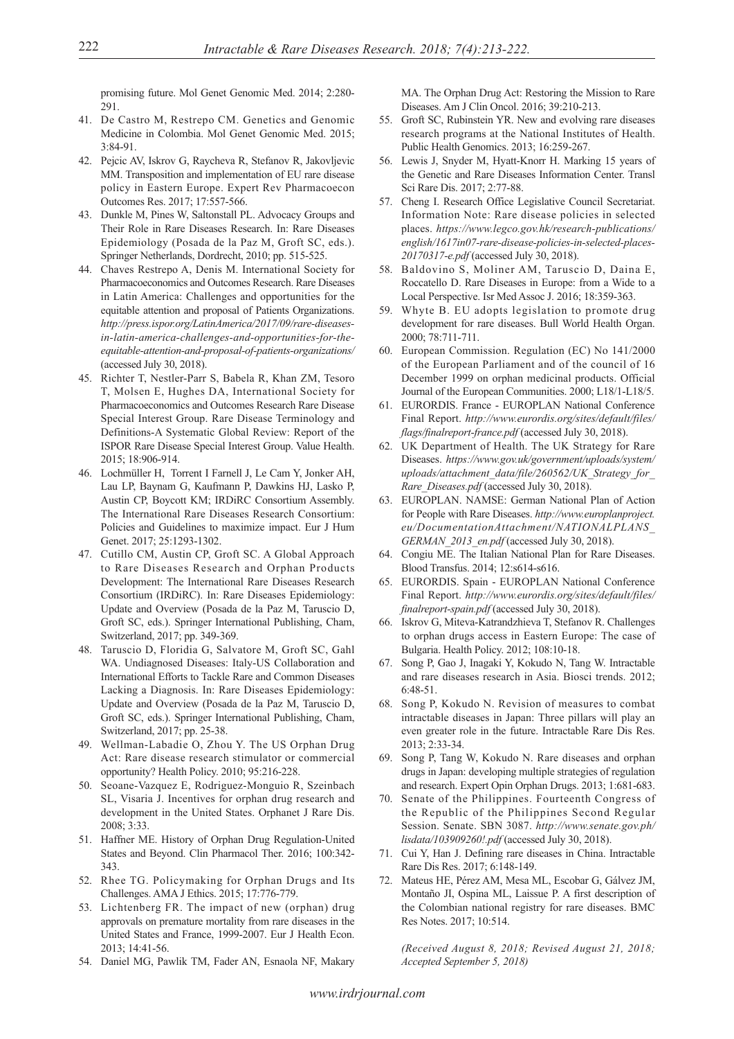promising future. Mol Genet Genomic Med. 2014; 2:280-291.

41. De Castro M, Restrepo CM. Genetics and Genomic Medicine in Colombia. Mol Genet Genomic Med. 2015; 3:84-91.
42. Pejcic AV, Iskrov G, Raycheva R, Stefanov R, Jakovljevic MM. Transposition and implementation of EU rare disease policy in Eastern Europe. Expert Rev Pharmacoecon Outcomes Res. 2017; 17:557-566.
43. Dunkle M, Pines W, Saltonstall PL. Advocacy Groups and Their Role in Rare Diseases Research. In: Rare Diseases Epidemiology (Posada de la Paz M, Groft SC, eds.). Springer Netherlands, Dordrecht, 2010; pp. 515-525.
44. Chaves Restrepo A, Denis M. International Society for Pharmacoeconomics and Outcomes Research. Rare Diseases in Latin America: Challenges and opportunities for the equitable attention and proposal of Patients Organizations. *http://press.ispor.org/LatinAmerica/2017/09/rare-diseases-in-latin-america-challenges-and-opportunities-for-the-equitable-attention-and-proposal-of-patients-organizations/* (accessed July 30, 2018).
45. Richter T, Nestler-Parr S, Babela R, Khan ZM, Tesoro T, Molsen E, Hughes DA, International Society for Pharmacoeconomics and Outcomes Research Rare Disease Special Interest Group. Rare Disease Terminology and Definitions-A Systematic Global Review: Report of the ISPOR Rare Disease Special Interest Group. Value Health. 2015; 18:906-914.
46. Lochmüller H, Torrent I Farnell J, Le Cam Y, Jonker AH, Lau LP, Baynam G, Kaufmann P, Dawkins HJ, Lasko P, Austin CP, Boycott KM; IRDiRC Consortium Assembly. The International Rare Diseases Research Consortium: Policies and Guidelines to maximize impact. Eur J Hum Genet. 2017; 25:1293-1302.
47. Cutillo CM, Austin CP, Groft SC. A Global Approach to Rare Diseases Research and Orphan Products Development: The International Rare Diseases Research Consortium (IRDiRC). In: Rare Diseases Epidemiology: Update and Overview (Posada de la Paz M, Taruscio D, Groft SC, eds.). Springer International Publishing, Cham, Switzerland, 2017; pp. 349-369.
48. Taruscio D, Floridia G, Salvatore M, Groft SC, Gahl WA. Undiagnosed Diseases: Italy-US Collaboration and International Efforts to Tackle Rare and Common Diseases Lacking a Diagnosis. In: Rare Diseases Epidemiology: Update and Overview (Posada de la Paz M, Taruscio D, Groft SC, eds.). Springer International Publishing, Cham, Switzerland, 2017; pp. 25-38.
49. Wellman-Labadie O, Zhou Y. The US Orphan Drug Act: Rare disease research stimulator or commercial opportunity? Health Policy. 2010; 95:216-228.
50. Seoane-Vazquez E, Rodriguez-Monguio R, Szeinbach SL, Visaria J. Incentives for orphan drug research and development in the United States. Orphanet J Rare Dis. 2008; 3:33.
51. Haffner ME. History of Orphan Drug Regulation-United States and Beyond. Clin Pharmacol Ther. 2016; 100:342-343.
52. Rhee TG. Policymaking for Orphan Drugs and Its Challenges. AMA J Ethics. 2015; 17:776-779.
53. Lichtenberg FR. The impact of new (orphan) drug approvals on premature mortality from rare diseases in the United States and France, 1999-2007. Eur J Health Econ. 2013; 14:41-56.
54. Daniel MG, Pawlik TM, Fader AN, Esnaola NF, Makary MA. The Orphan Drug Act: Restoring the Mission to Rare Diseases. Am J Clin Oncol. 2016; 39:210-213.
55. Groft SC, Rubinstein YR. New and evolving rare diseases research programs at the National Institutes of Health. Public Health Genomics. 2013; 16:259-267.
56. Lewis J, Snyder M, Hyatt-Knorr H. Marking 15 years of the Genetic and Rare Diseases Information Center. Transl Sci Rare Dis. 2017; 2:77-88.
57. Cheng I. Research Office Legislative Council Secretariat. Information Note: Rare disease policies in selected places. *https://www.legco.gov.hk/research-publications/english/1617in07-rare-disease-policies-in-selected-places-20170317-e.pdf* (accessed July 30, 2018).
58. Baldovino S, Moliner AM, Taruscio D, Daina E, Roccatello D. Rare Diseases in Europe: from a Wide to a Local Perspective. Isr Med Assoc J. 2016; 18:359-363.
59. Whyte B. EU adopts legislation to promote drug development for rare diseases. Bull World Health Organ. 2000; 78:711-711.
60. European Commission. Regulation (EC) No 141/2000 of the European Parliament and of the council of 16 December 1999 on orphan medicinal products. Official Journal of the European Communities. 2000; L18/1-L18/5.
61. EURORDIS. France - EUROPLAN National Conference Final Report. *http://www.eurordis.org/sites/default/files/flags/finalreport-france.pdf* (accessed July 30, 2018).
62. UK Department of Health. The UK Strategy for Rare Diseases. *https://www.gov.uk/government/uploads/system/uploads/attachment_data/file/260562/UK_Strategy_for_Rare_Diseases.pdf* (accessed July 30, 2018).
63. EUROPLAN. NAMSE: German National Plan of Action for People with Rare Diseases. *http://www.europlanproject.eu/DocumentationAttachment/NATIONALPLANS_GERMAN_2013_en.pdf* (accessed July 30, 2018).
64. Congiu ME. The Italian National Plan for Rare Diseases. Blood Transfus. 2014; 12:s614-s616.
65. EURORDIS. Spain - EUROPLAN National Conference Final Report. *http://www.eurordis.org/sites/default/files/finalreport-spain.pdf* (accessed July 30, 2018).
66. Iskrov G, Miteva-Katrandzhieva T, Stefanov R. Challenges to orphan drugs access in Eastern Europe: The case of Bulgaria. Health Policy. 2012; 108:10-18.
67. Song P, Gao J, Inagaki Y, Kokudo N, Tang W. Intractable and rare diseases research in Asia. Biosci trends. 2012; 6:48-51.
68. Song P, Kokudo N. Revision of measures to combat intractable diseases in Japan: Three pillars will play an even greater role in the future. Intractable Rare Dis Res. 2013; 2:33-34.
69. Song P, Tang W, Kokudo N. Rare diseases and orphan drugs in Japan: developing multiple strategies of regulation and research. Expert Opin Orphan Drugs. 2013; 1:681-683.
70. Senate of the Philippines. Fourteenth Congress of the Republic of the Philippines Second Regular Session. Senate. SBN 3087. *http://www.senate.gov.ph/lisdata/103909260!.pdf* (accessed July 30, 2018).
71. Cui Y, Han J. Defining rare diseases in China. Intractable Rare Dis Res. 2017; 6:148-149.
72. Mateus HE, Pérez AM, Mesa ML, Escobar G, Gálvez JM, Montaño JI, Ospina ML, Laissue P. A first description of the Colombian national registry for rare diseases. BMC Res Notes. 2017; 10:514.

*(Received August 8, 2018; Revised August 21, 2018; Accepted September 5, 2018)*